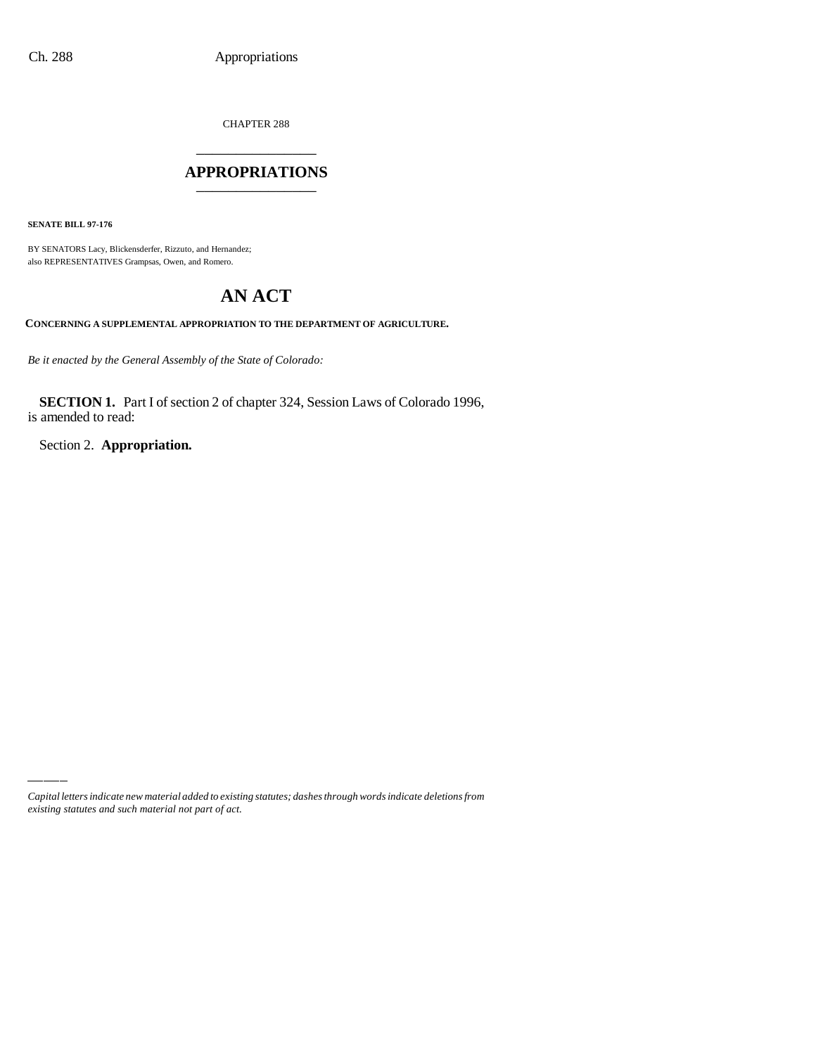CHAPTER 288

# APPROPRIATIONS

**SENATE BILL 97-176**

BY SENATORS Lacy, Blickensderfer, Rizzuto, and Hernandez;
also REPRESENTATIVES Grampsas, Owen, and Romero.

# AN ACT

**CONCERNING A SUPPLEMENTAL APPROPRIATION TO THE DEPARTMENT OF AGRICULTURE.**

*Be it enacted by the General Assembly of the State of Colorado:*

**SECTION 1.** Part I of section 2 of chapter 324, Session Laws of Colorado 1996, is amended to read:

Section 2. **Appropriation.**

---

*Capital letters indicate new material added to existing statutes; dashes through words indicate deletions from existing statutes and such material not part of act.*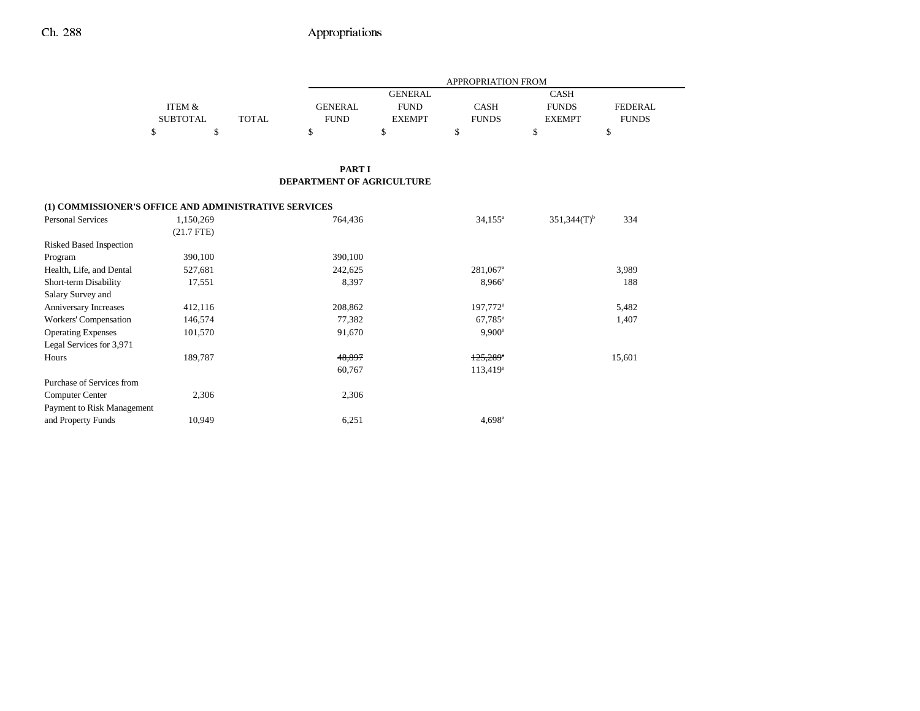|  | ITEM & SUBTOTAL | TOTAL | APPROPRIATION FROM GENERAL FUND | GENERAL FUND EXEMPT | CASH FUNDS | CASH FUNDS EXEMPT | FEDERAL FUNDS |
|---|---|---|---|---|---|---|---|
|  | $ | $ | $ | $ | $ | $ | $ |

**PART I**
**DEPARTMENT OF AGRICULTURE**

**(1) COMMISSIONER'S OFFICE AND ADMINISTRATIVE SERVICES**

|  | ITEM & SUBTOTAL | TOTAL | GENERAL FUND | GENERAL FUND EXEMPT | CASH FUNDS | CASH FUNDS EXEMPT | FEDERAL FUNDS |
|---|---|---|---|---|---|---|---|
| Personal Services | 1,150,269 (21.7 FTE) |  | 764,436 |  | 34,155[a] | 351,344(T)[b] | 334 |
| Risked Based Inspection Program | 390,100 |  | 390,100 |  |  |  |  |
| Health, Life, and Dental | 527,681 |  | 242,625 |  | 281,067[a] |  | 3,989 |
| Short-term Disability | 17,551 |  | 8,397 |  | 8,966[a] |  | 188 |
| Salary Survey and Anniversary Increases | 412,116 |  | 208,862 |  | 197,772[a] |  | 5,482 |
| Workers' Compensation | 146,574 |  | 77,382 |  | 67,785[a] |  | 1,407 |
| Operating Expenses | 101,570 |  | 91,670 |  | 9,900[a] |  |  |
| Legal Services for 3,971 Hours | 189,787 |  | ~~48,897~~ 60,767 |  | ~~125,289~~[a] 113,419[a] |  | 15,601 |
| Purchase of Services from Computer Center | 2,306 |  | 2,306 |  |  |  |  |
| Payment to Risk Management and Property Funds | 10,949 |  | 6,251 |  | 4,698[a] |  |  |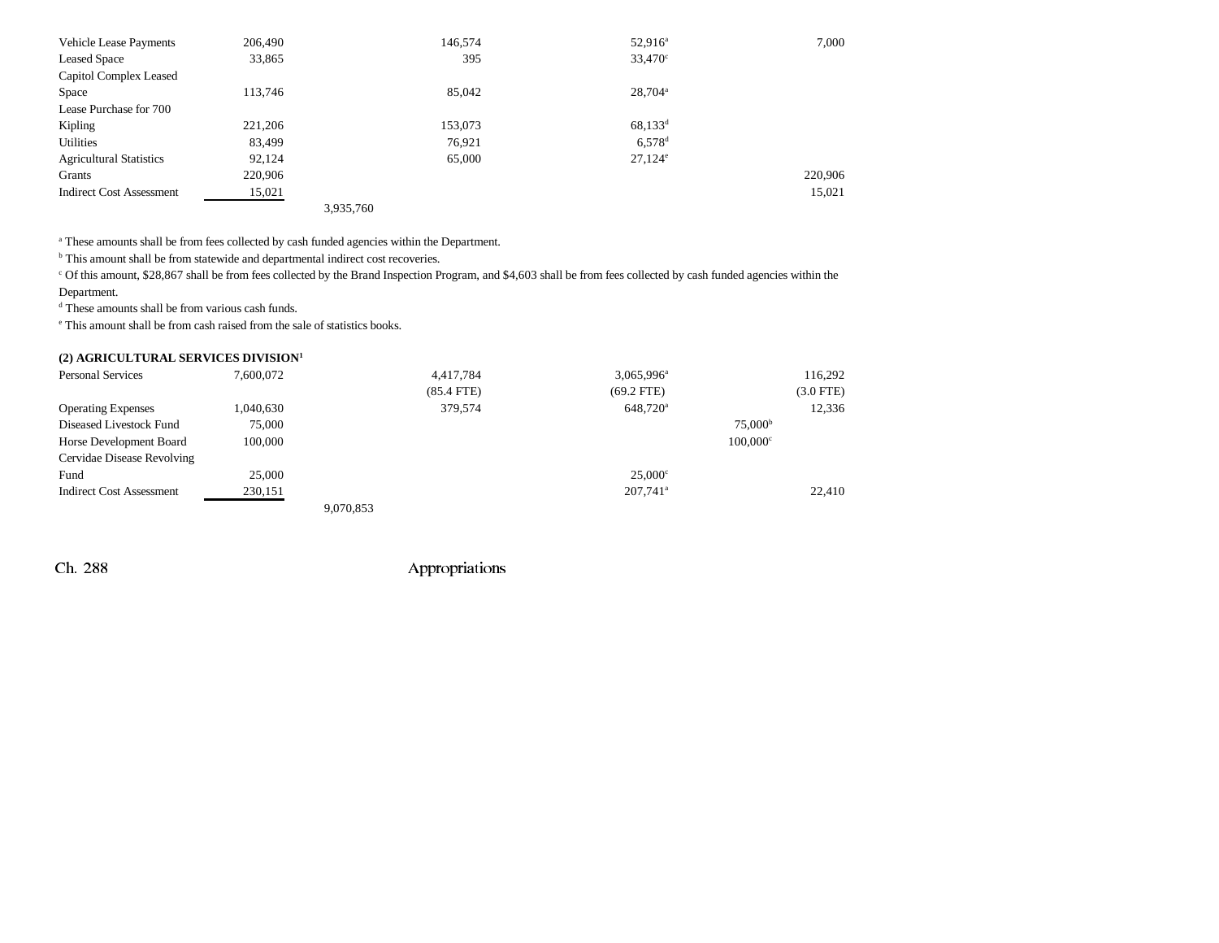| | | | | | | |
|---|---|---|---|---|---|---|
| Vehicle Lease Payments | 206,490 | | 146,574 | 52,916[a] | | 7,000 |
| Leased Space | 33,865 | | 395 | 33,470[c] | | |
| Capitol Complex Leased Space | 113,746 | | 85,042 | 28,704[a] | | |
| Lease Purchase for 700 Kipling | 221,206 | | 153,073 | 68,133[d] | | |
| Utilities | 83,499 | | 76,921 | 6,578[d] | | |
| Agricultural Statistics | 92,124 | | 65,000 | 27,124[e] | | |
| Grants | 220,906 | | | | | 220,906 |
| Indirect Cost Assessment | 15,021 | | | | | 15,021 |
| | | 3,935,760 | | | | |

[a] These amounts shall be from fees collected by cash funded agencies within the Department.

[b] This amount shall be from statewide and departmental indirect cost recoveries.

[c] Of this amount, $28,867 shall be from fees collected by the Brand Inspection Program, and $4,603 shall be from fees collected by cash funded agencies within the Department.

[d] These amounts shall be from various cash funds.

[e] This amount shall be from cash raised from the sale of statistics books.

**(2) AGRICULTURAL SERVICES DIVISION[1]**

| | | | | | | |
|---|---|---|---|---|---|---|
| Personal Services | 7,600,072 | | 4,417,784 | 3,065,996[a] | | 116,292 |
| | | | (85.4 FTE) | (69.2 FTE) | | (3.0 FTE) |
| Operating Expenses | 1,040,630 | | 379,574 | 648,720[a] | | 12,336 |
| Diseased Livestock Fund | 75,000 | | | | 75,000[b] | |
| Horse Development Board | 100,000 | | | | 100,000[c] | |
| Cervidae Disease Revolving Fund | 25,000 | | | 25,000[c] | | |
| Indirect Cost Assessment | 230,151 | | | 207,741[a] | | 22,410 |
| | | 9,070,853 | | | | |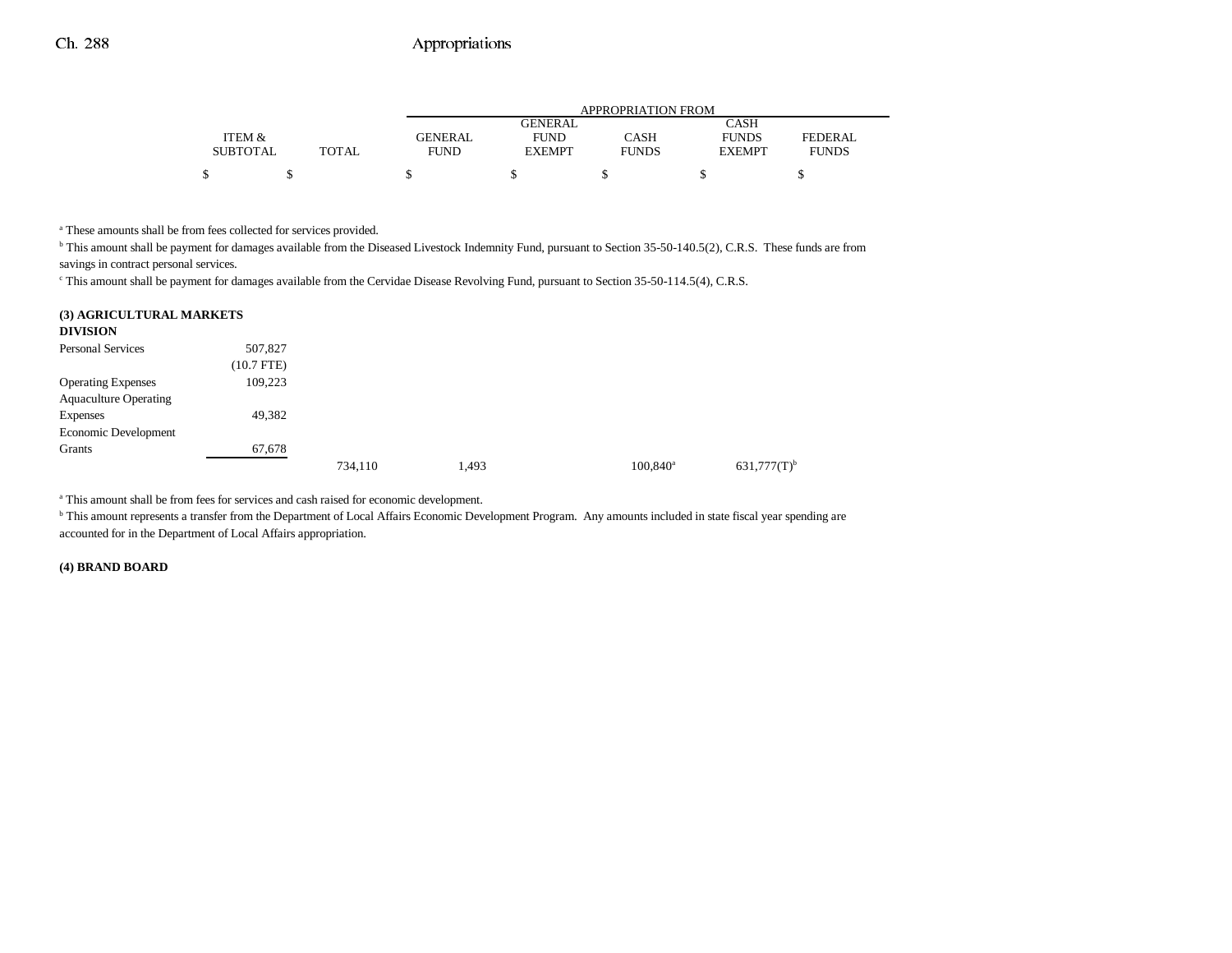| ITEM & SUBTOTAL | TOTAL | GENERAL FUND | GENERAL FUND EXEMPT | CASH FUNDS | CASH FUNDS EXEMPT | FEDERAL FUNDS |
|---|---|---|---|---|---|---|
| $ | $ | $ | $ | $ | $ | $ |

[a] These amounts shall be from fees collected for services provided.

[b] This amount shall be payment for damages available from the Diseased Livestock Indemnity Fund, pursuant to Section 35-50-140.5(2), C.R.S. These funds are from savings in contract personal services.

[c] This amount shall be payment for damages available from the Cervidae Disease Revolving Fund, pursuant to Section 35-50-114.5(4), C.R.S.

**(3) AGRICULTURAL MARKETS DIVISION**

| | ITEM & SUBTOTAL | TOTAL | GENERAL FUND | GENERAL FUND EXEMPT | CASH FUNDS | CASH FUNDS EXEMPT | FEDERAL FUNDS |
|---|---|---|---|---|---|---|---|
| Personal Services | 507,827 | | | | | | |
| | (10.7 FTE) | | | | | | |
| Operating Expenses | 109,223 | | | | | | |
| Aquaculture Operating Expenses | 49,382 | | | | | | |
| Economic Development Grants | 67,678 | | | | | | |
| | | 734,110 | 1,493 | | 100,840[a] | 631,777(T)[b] | |

[a] This amount shall be from fees for services and cash raised for economic development.

[b] This amount represents a transfer from the Department of Local Affairs Economic Development Program. Any amounts included in state fiscal year spending are accounted for in the Department of Local Affairs appropriation.

**(4) BRAND BOARD**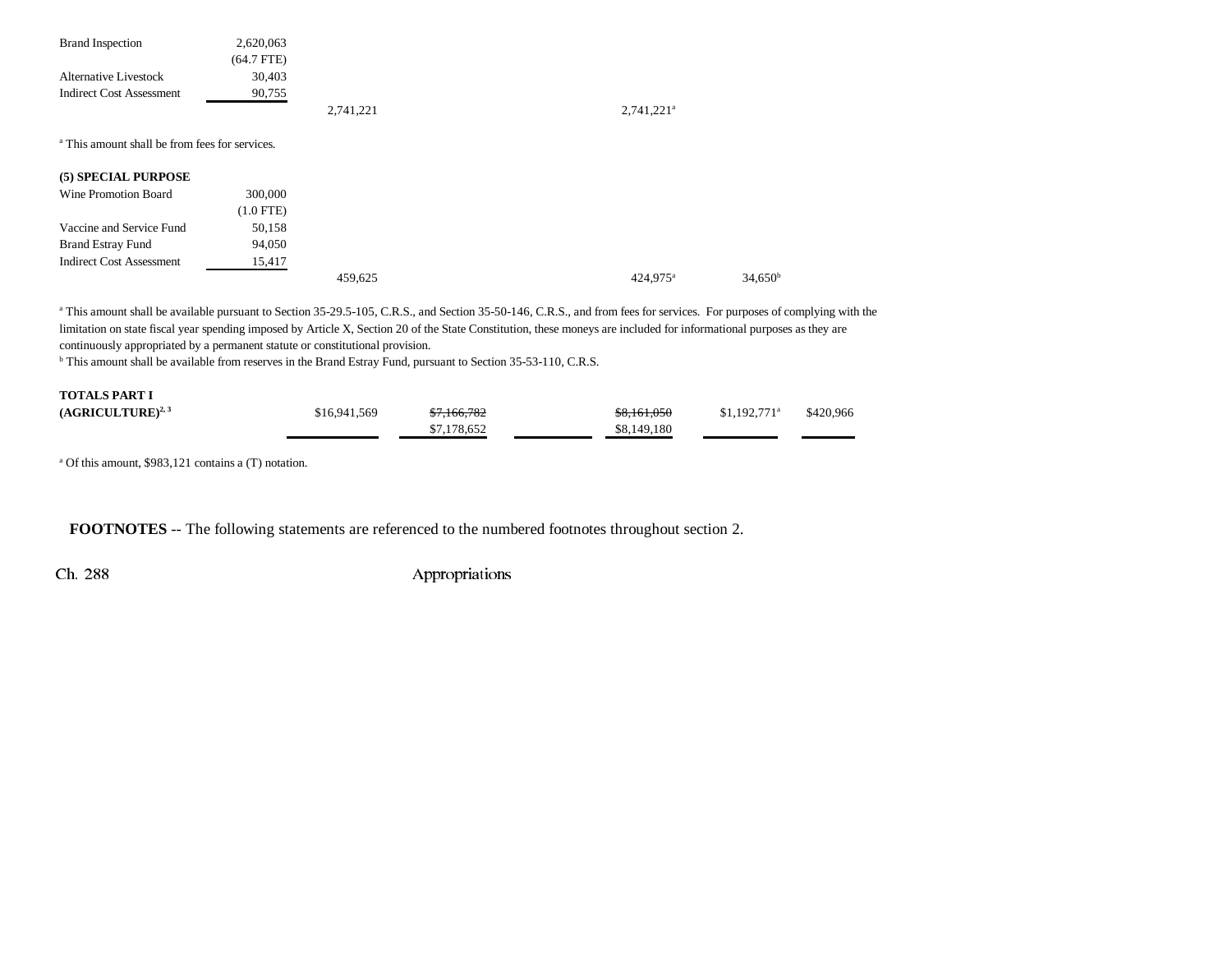| | | | | | | | |
|---|---|---|---|---|---|---|---|
| Brand Inspection | 2,620,063 | | | | | | |
| | (64.7 FTE) | | | | | | |
| Alternative Livestock | 30,403 | | | | | | |
| Indirect Cost Assessment | 90,755 | | | | | | |
| | | 2,741,221 | | | 2,741,221[a] | | |

[a] This amount shall be from fees for services.

**(5) SPECIAL PURPOSE**

| | | | | | | | |
|---|---|---|---|---|---|---|---|
| Wine Promotion Board | 300,000 | | | | | | |
| | (1.0 FTE) | | | | | | |
| Vaccine and Service Fund | 50,158 | | | | | | |
| Brand Estray Fund | 94,050 | | | | | | |
| Indirect Cost Assessment | 15,417 | | | | | | |
| | | 459,625 | | | 424,975[a] | 34,650[b] | |

[a] This amount shall be available pursuant to Section 35-29.5-105, C.R.S., and Section 35-50-146, C.R.S., and from fees for services. For purposes of complying with the limitation on state fiscal year spending imposed by Article X, Section 20 of the State Constitution, these moneys are included for informational purposes as they are continuously appropriated by a permanent statute or constitutional provision.

[b] This amount shall be available from reserves in the Brand Estray Fund, pursuant to Section 35-53-110, C.R.S.

| | | | | | | | |
|---|---|---|---|---|---|---|---|
| **TOTALS PART I (AGRICULTURE)**[2, 3] | | $16,941,569 | ~~$7,166,782~~ $7,178,652 | | ~~$8,161,050~~ $8,149,180 | $1,192,771[a] | $420,966 |

[a] Of this amount, $983,121 contains a (T) notation.

**FOOTNOTES** -- The following statements are referenced to the numbered footnotes throughout section 2.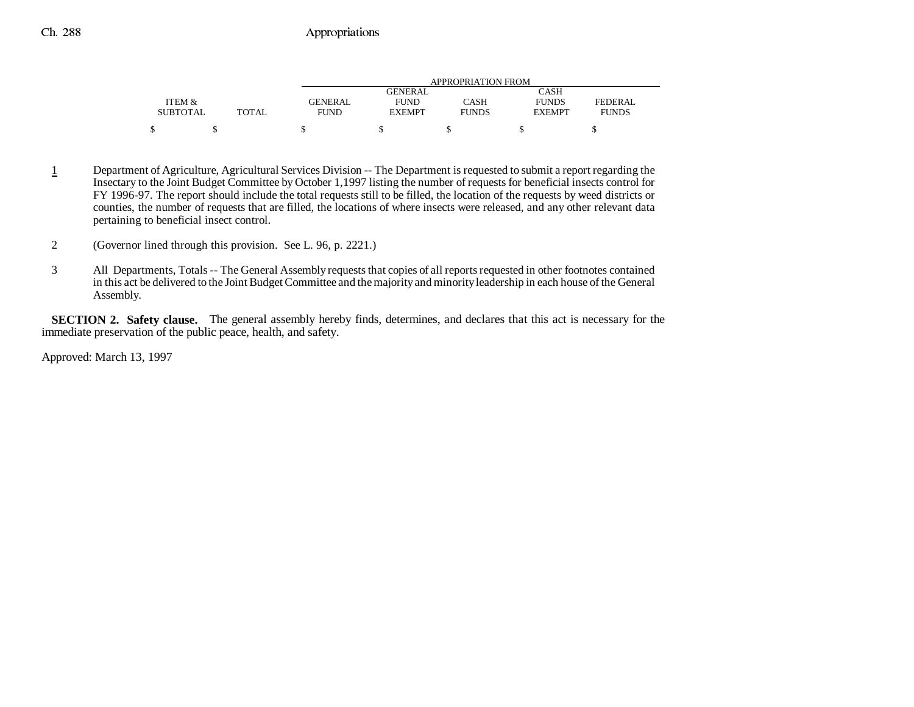| ITEM & SUBTOTAL | TOTAL | APPROPRIATION FROM GENERAL FUND | GENERAL FUND EXEMPT | CASH FUNDS | CASH FUNDS EXEMPT | FEDERAL FUNDS |
|---|---|---|---|---|---|---|
| $ | $ | $ | $ | $ | $ | $ |

1 Department of Agriculture, Agricultural Services Division -- The Department is requested to submit a report regarding the Insectary to the Joint Budget Committee by October 1,1997 listing the number of requests for beneficial insects control for FY 1996-97. The report should include the total requests still to be filled, the location of the requests by weed districts or counties, the number of requests that are filled, the locations of where insects were released, and any other relevant data pertaining to beneficial insect control.

2 (Governor lined through this provision. See L. 96, p. 2221.)

3 All Departments, Totals -- The General Assembly requests that copies of all reports requested in other footnotes contained in this act be delivered to the Joint Budget Committee and the majority and minority leadership in each house of the General Assembly.

**SECTION 2. Safety clause.** The general assembly hereby finds, determines, and declares that this act is necessary for the immediate preservation of the public peace, health, and safety.

Approved: March 13, 1997